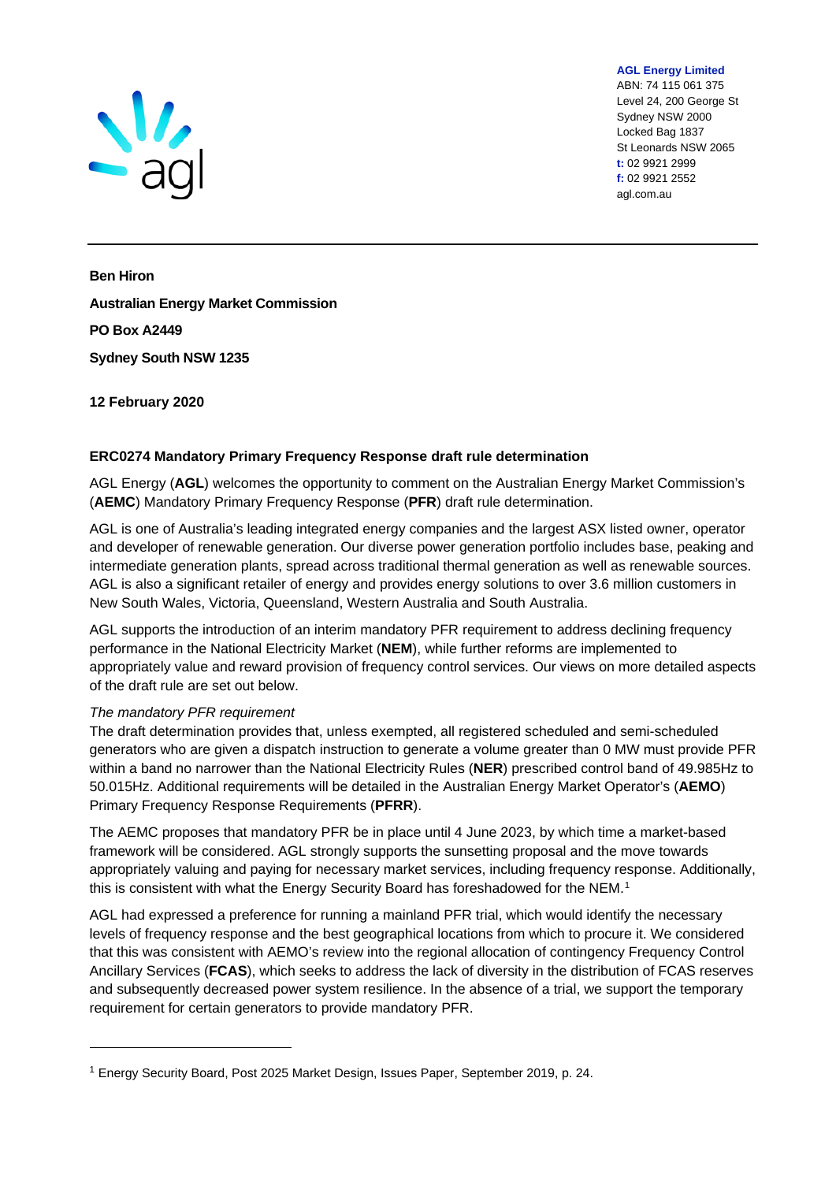**AGL Energy Limited**
ABN: 74 115 061 375
Level 24, 200 George St
Sydney NSW 2000
Locked Bag 1837
St Leonards NSW 2065
**t:** 02 9921 2999
**f:** 02 9921 2552
agl.com.au

**Ben Hiron**

**Australian Energy Market Commission**

**PO Box A2449**

**Sydney South NSW 1235**

**12 February 2020**

**ERC0274 Mandatory Primary Frequency Response draft rule determination**

AGL Energy (**AGL**) welcomes the opportunity to comment on the Australian Energy Market Commission's (**AEMC**) Mandatory Primary Frequency Response (**PFR**) draft rule determination.

AGL is one of Australia's leading integrated energy companies and the largest ASX listed owner, operator and developer of renewable generation. Our diverse power generation portfolio includes base, peaking and intermediate generation plants, spread across traditional thermal generation as well as renewable sources. AGL is also a significant retailer of energy and provides energy solutions to over 3.6 million customers in New South Wales, Victoria, Queensland, Western Australia and South Australia.

AGL supports the introduction of an interim mandatory PFR requirement to address declining frequency performance in the National Electricity Market (**NEM**), while further reforms are implemented to appropriately value and reward provision of frequency control services. Our views on more detailed aspects of the draft rule are set out below.

*The mandatory PFR requirement*

The draft determination provides that, unless exempted, all registered scheduled and semi-scheduled generators who are given a dispatch instruction to generate a volume greater than 0 MW must provide PFR within a band no narrower than the National Electricity Rules (**NER**) prescribed control band of 49.985Hz to 50.015Hz. Additional requirements will be detailed in the Australian Energy Market Operator's (**AEMO**) Primary Frequency Response Requirements (**PFRR**).

The AEMC proposes that mandatory PFR be in place until 4 June 2023, by which time a market-based framework will be considered. AGL strongly supports the sunsetting proposal and the move towards appropriately valuing and paying for necessary market services, including frequency response. Additionally, this is consistent with what the Energy Security Board has foreshadowed for the NEM.[1]

AGL had expressed a preference for running a mainland PFR trial, which would identify the necessary levels of frequency response and the best geographical locations from which to procure it. We considered that this was consistent with AEMO's review into the regional allocation of contingency Frequency Control Ancillary Services (**FCAS**), which seeks to address the lack of diversity in the distribution of FCAS reserves and subsequently decreased power system resilience. In the absence of a trial, we support the temporary requirement for certain generators to provide mandatory PFR.

[1] Energy Security Board, Post 2025 Market Design, Issues Paper, September 2019, p. 24.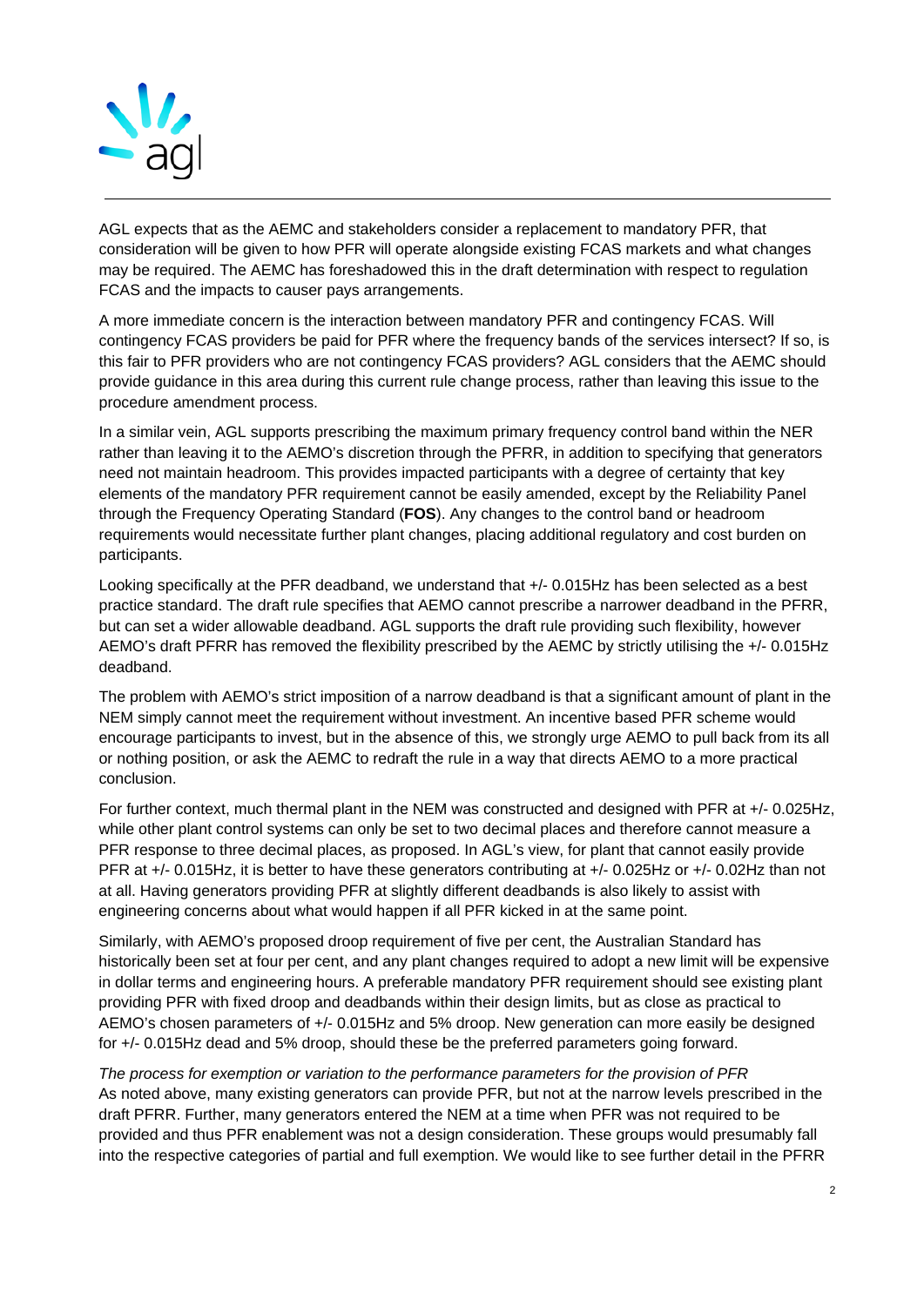AGL expects that as the AEMC and stakeholders consider a replacement to mandatory PFR, that consideration will be given to how PFR will operate alongside existing FCAS markets and what changes may be required. The AEMC has foreshadowed this in the draft determination with respect to regulation FCAS and the impacts to causer pays arrangements.

A more immediate concern is the interaction between mandatory PFR and contingency FCAS. Will contingency FCAS providers be paid for PFR where the frequency bands of the services intersect? If so, is this fair to PFR providers who are not contingency FCAS providers? AGL considers that the AEMC should provide guidance in this area during this current rule change process, rather than leaving this issue to the procedure amendment process.

In a similar vein, AGL supports prescribing the maximum primary frequency control band within the NER rather than leaving it to the AEMO's discretion through the PFRR, in addition to specifying that generators need not maintain headroom. This provides impacted participants with a degree of certainty that key elements of the mandatory PFR requirement cannot be easily amended, except by the Reliability Panel through the Frequency Operating Standard (**FOS**). Any changes to the control band or headroom requirements would necessitate further plant changes, placing additional regulatory and cost burden on participants.

Looking specifically at the PFR deadband, we understand that +/- 0.015Hz has been selected as a best practice standard. The draft rule specifies that AEMO cannot prescribe a narrower deadband in the PFRR, but can set a wider allowable deadband. AGL supports the draft rule providing such flexibility, however AEMO's draft PFRR has removed the flexibility prescribed by the AEMC by strictly utilising the +/- 0.015Hz deadband.

The problem with AEMO's strict imposition of a narrow deadband is that a significant amount of plant in the NEM simply cannot meet the requirement without investment. An incentive based PFR scheme would encourage participants to invest, but in the absence of this, we strongly urge AEMO to pull back from its all or nothing position, or ask the AEMC to redraft the rule in a way that directs AEMO to a more practical conclusion.

For further context, much thermal plant in the NEM was constructed and designed with PFR at +/- 0.025Hz, while other plant control systems can only be set to two decimal places and therefore cannot measure a PFR response to three decimal places, as proposed. In AGL's view, for plant that cannot easily provide PFR at +/- 0.015Hz, it is better to have these generators contributing at +/- 0.025Hz or +/- 0.02Hz than not at all. Having generators providing PFR at slightly different deadbands is also likely to assist with engineering concerns about what would happen if all PFR kicked in at the same point.

Similarly, with AEMO's proposed droop requirement of five per cent, the Australian Standard has historically been set at four per cent, and any plant changes required to adopt a new limit will be expensive in dollar terms and engineering hours. A preferable mandatory PFR requirement should see existing plant providing PFR with fixed droop and deadbands within their design limits, but as close as practical to AEMO's chosen parameters of +/- 0.015Hz and 5% droop. New generation can more easily be designed for +/- 0.015Hz dead and 5% droop, should these be the preferred parameters going forward.

*The process for exemption or variation to the performance parameters for the provision of PFR*

As noted above, many existing generators can provide PFR, but not at the narrow levels prescribed in the draft PFRR. Further, many generators entered the NEM at a time when PFR was not required to be provided and thus PFR enablement was not a design consideration. These groups would presumably fall into the respective categories of partial and full exemption. We would like to see further detail in the PFRR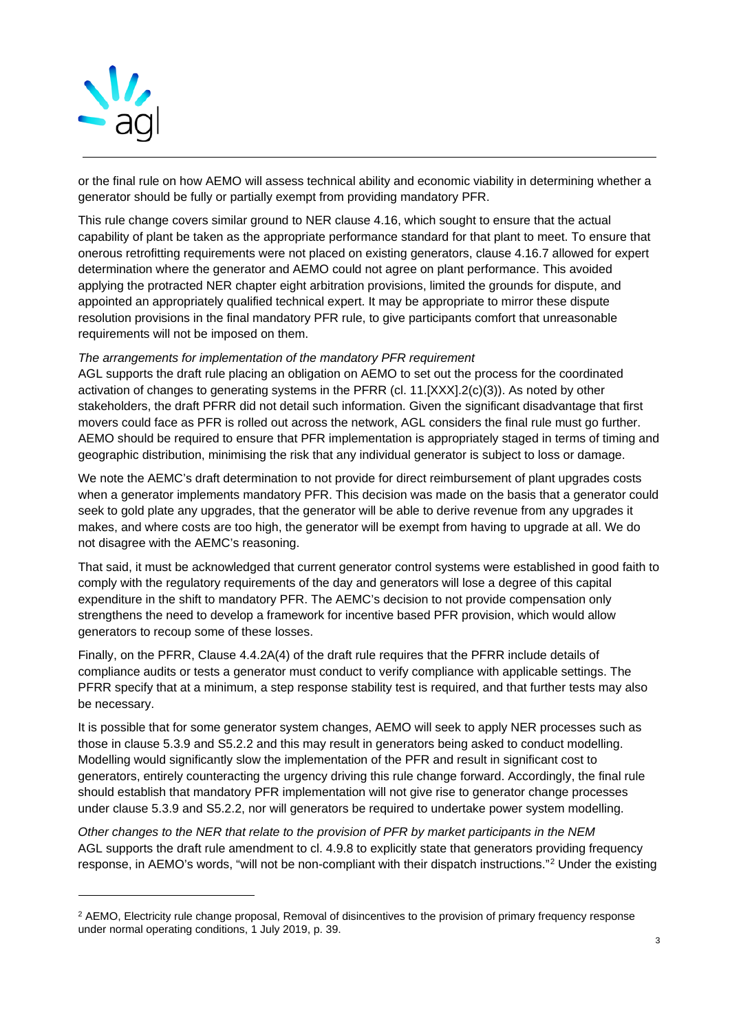or the final rule on how AEMO will assess technical ability and economic viability in determining whether a generator should be fully or partially exempt from providing mandatory PFR.

This rule change covers similar ground to NER clause 4.16, which sought to ensure that the actual capability of plant be taken as the appropriate performance standard for that plant to meet. To ensure that onerous retrofitting requirements were not placed on existing generators, clause 4.16.7 allowed for expert determination where the generator and AEMO could not agree on plant performance. This avoided applying the protracted NER chapter eight arbitration provisions, limited the grounds for dispute, and appointed an appropriately qualified technical expert. It may be appropriate to mirror these dispute resolution provisions in the final mandatory PFR rule, to give participants comfort that unreasonable requirements will not be imposed on them.

*The arrangements for implementation of the mandatory PFR requirement*

AGL supports the draft rule placing an obligation on AEMO to set out the process for the coordinated activation of changes to generating systems in the PFRR (cl. 11.[XXX].2(c)(3)). As noted by other stakeholders, the draft PFRR did not detail such information. Given the significant disadvantage that first movers could face as PFR is rolled out across the network, AGL considers the final rule must go further. AEMO should be required to ensure that PFR implementation is appropriately staged in terms of timing and geographic distribution, minimising the risk that any individual generator is subject to loss or damage.

We note the AEMC's draft determination to not provide for direct reimbursement of plant upgrades costs when a generator implements mandatory PFR. This decision was made on the basis that a generator could seek to gold plate any upgrades, that the generator will be able to derive revenue from any upgrades it makes, and where costs are too high, the generator will be exempt from having to upgrade at all. We do not disagree with the AEMC's reasoning.

That said, it must be acknowledged that current generator control systems were established in good faith to comply with the regulatory requirements of the day and generators will lose a degree of this capital expenditure in the shift to mandatory PFR. The AEMC's decision to not provide compensation only strengthens the need to develop a framework for incentive based PFR provision, which would allow generators to recoup some of these losses.

Finally, on the PFRR, Clause 4.4.2A(4) of the draft rule requires that the PFRR include details of compliance audits or tests a generator must conduct to verify compliance with applicable settings. The PFRR specify that at a minimum, a step response stability test is required, and that further tests may also be necessary.

It is possible that for some generator system changes, AEMO will seek to apply NER processes such as those in clause 5.3.9 and S5.2.2 and this may result in generators being asked to conduct modelling. Modelling would significantly slow the implementation of the PFR and result in significant cost to generators, entirely counteracting the urgency driving this rule change forward. Accordingly, the final rule should establish that mandatory PFR implementation will not give rise to generator change processes under clause 5.3.9 and S5.2.2, nor will generators be required to undertake power system modelling.

*Other changes to the NER that relate to the provision of PFR by market participants in the NEM*

AGL supports the draft rule amendment to cl. 4.9.8 to explicitly state that generators providing frequency response, in AEMO's words, "will not be non-compliant with their dispatch instructions."[2] Under the existing

[2] AEMO, Electricity rule change proposal, Removal of disincentives to the provision of primary frequency response under normal operating conditions, 1 July 2019, p. 39.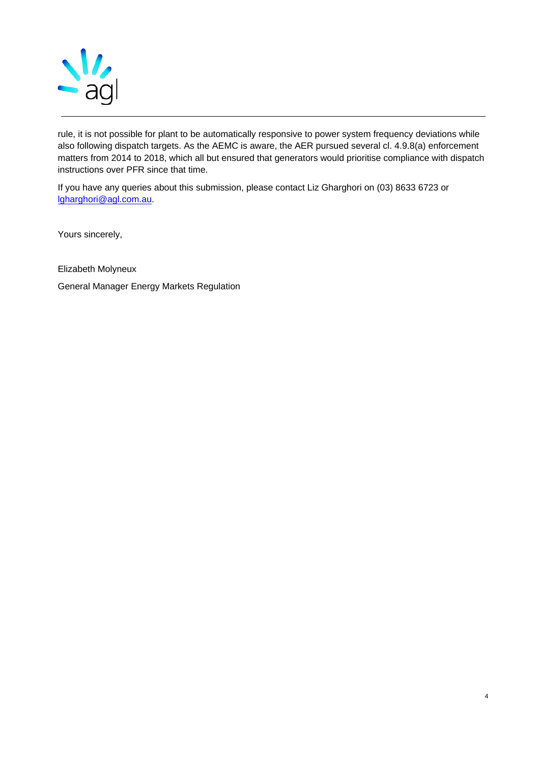rule, it is not possible for plant to be automatically responsive to power system frequency deviations while also following dispatch targets. As the AEMC is aware, the AER pursued several cl. 4.9.8(a) enforcement matters from 2014 to 2018, which all but ensured that generators would prioritise compliance with dispatch instructions over PFR since that time.

If you have any queries about this submission, please contact Liz Gharghori on (03) 8633 6723 or lgharghori@agl.com.au.

Yours sincerely,

Elizabeth Molyneux

General Manager Energy Markets Regulation